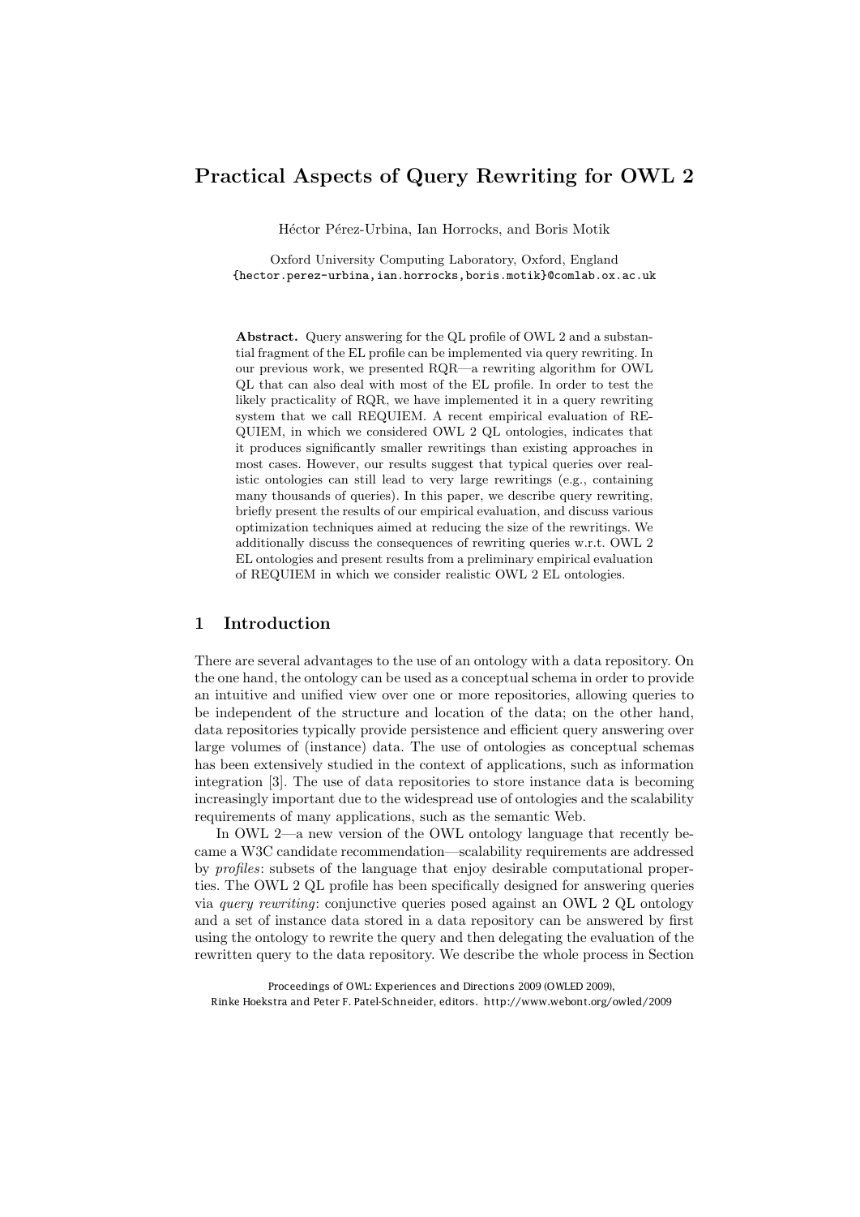# Practical Aspects of Query Rewriting for OWL 2

Héctor Pérez-Urbina, Ian Horrocks, and Boris Motik

Oxford University Computing Laboratory, Oxford, England
{hector.perez-urbina,ian.horrocks,boris.motik}@comlab.ox.ac.uk

**Abstract.** Query answering for the QL profile of OWL 2 and a substantial fragment of the EL profile can be implemented via query rewriting. In our previous work, we presented RQR—a rewriting algorithm for OWL QL that can also deal with most of the EL profile. In order to test the likely practicality of RQR, we have implemented it in a query rewriting system that we call REQUIEM. A recent empirical evaluation of REQUIEM, in which we considered OWL 2 QL ontologies, indicates that it produces significantly smaller rewritings than existing approaches in most cases. However, our results suggest that typical queries over realistic ontologies can still lead to very large rewritings (e.g., containing many thousands of queries). In this paper, we describe query rewriting, briefly present the results of our empirical evaluation, and discuss various optimization techniques aimed at reducing the size of the rewritings. We additionally discuss the consequences of rewriting queries w.r.t. OWL 2 EL ontologies and present results from a preliminary empirical evaluation of REQUIEM in which we consider realistic OWL 2 EL ontologies.

## 1 Introduction

There are several advantages to the use of an ontology with a data repository. On the one hand, the ontology can be used as a conceptual schema in order to provide an intuitive and unified view over one or more repositories, allowing queries to be independent of the structure and location of the data; on the other hand, data repositories typically provide persistence and efficient query answering over large volumes of (instance) data. The use of ontologies as conceptual schemas has been extensively studied in the context of applications, such as information integration [3]. The use of data repositories to store instance data is becoming increasingly important due to the widespread use of ontologies and the scalability requirements of many applications, such as the semantic Web.

In OWL 2—a new version of the OWL ontology language that recently became a W3C candidate recommendation—scalability requirements are addressed by *profiles*: subsets of the language that enjoy desirable computational properties. The OWL 2 QL profile has been specifically designed for answering queries via *query rewriting*: conjunctive queries posed against an OWL 2 QL ontology and a set of instance data stored in a data repository can be answered by first using the ontology to rewrite the query and then delegating the evaluation of the rewritten query to the data repository. We describe the whole process in Section

Proceedings of OWL: Experiences and Directions 2009 (OWLED 2009), Rinke Hoekstra and Peter F. Patel-Schneider, editors. http://www.webont.org/owled/2009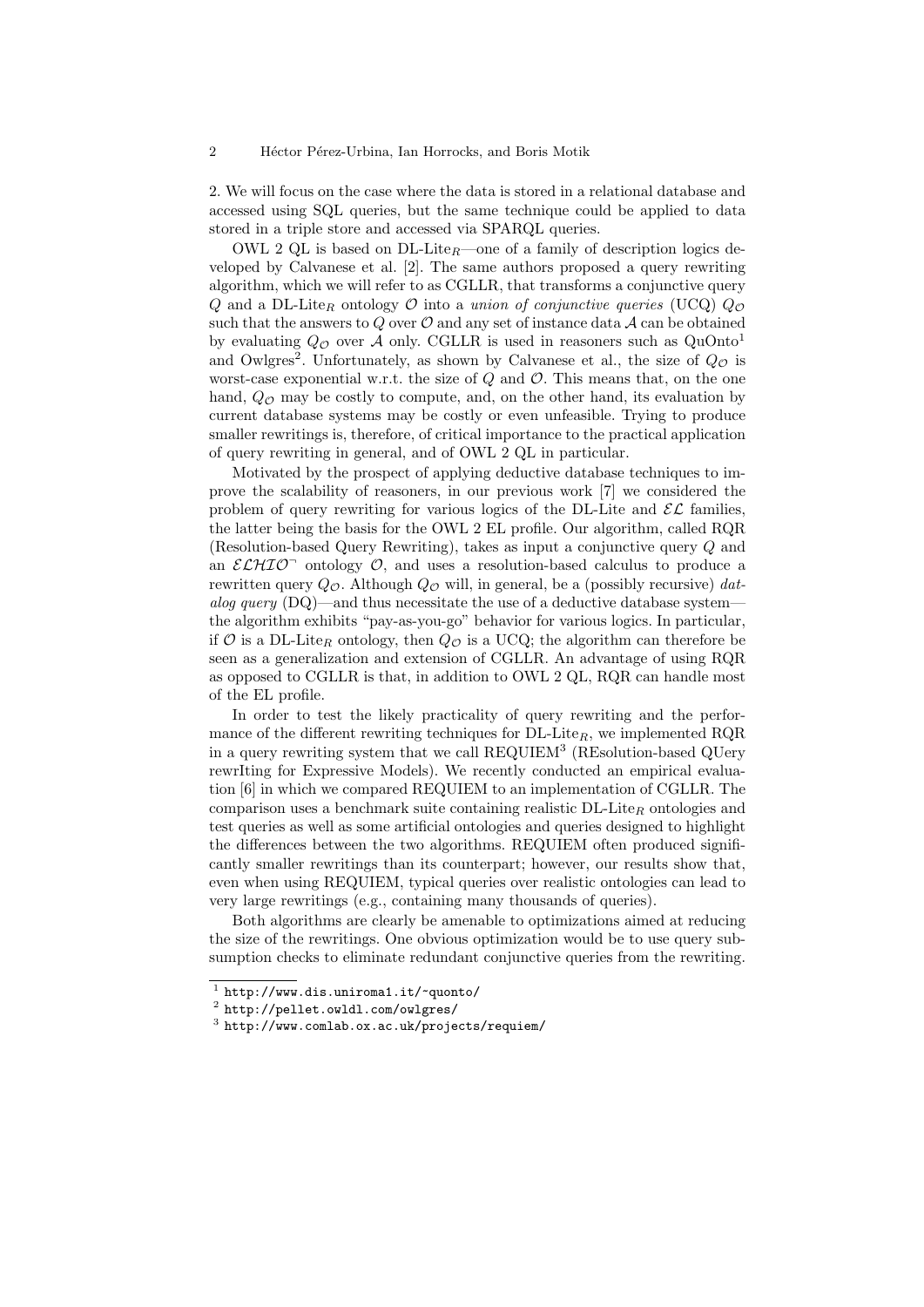2. We will focus on the case where the data is stored in a relational database and accessed using SQL queries, but the same technique could be applied to data stored in a triple store and accessed via SPARQL queries.

OWL 2 QL is based on DL-Lite$_R$—one of a family of description logics developed by Calvanese et al. [2]. The same authors proposed a query rewriting algorithm, which we will refer to as CGLLR, that transforms a conjunctive query $Q$ and a DL-Lite$_R$ ontology $\mathcal{O}$ into a *union of conjunctive queries* (UCQ) $Q_{\mathcal{O}}$ such that the answers to $Q$ over $\mathcal{O}$ and any set of instance data $\mathcal{A}$ can be obtained by evaluating $Q_{\mathcal{O}}$ over $\mathcal{A}$ only. CGLLR is used in reasoners such as QuOnto[1] and Owlgres[2]. Unfortunately, as shown by Calvanese et al., the size of $Q_{\mathcal{O}}$ is worst-case exponential w.r.t. the size of $Q$ and $\mathcal{O}$. This means that, on the one hand, $Q_{\mathcal{O}}$ may be costly to compute, and, on the other hand, its evaluation by current database systems may be costly or even unfeasible. Trying to produce smaller rewritings is, therefore, of critical importance to the practical application of query rewriting in general, and of OWL 2 QL in particular.

Motivated by the prospect of applying deductive database techniques to improve the scalability of reasoners, in our previous work [7] we considered the problem of query rewriting for various logics of the DL-Lite and $\mathcal{EL}$ families, the latter being the basis for the OWL 2 EL profile. Our algorithm, called RQR (Resolution-based Query Rewriting), takes as input a conjunctive query $Q$ and an $\mathcal{ELHIO}^{\neg}$ ontology $\mathcal{O}$, and uses a resolution-based calculus to produce a rewritten query $Q_{\mathcal{O}}$. Although $Q_{\mathcal{O}}$ will, in general, be a (possibly recursive) *datalog query* (DQ)—and thus necessitate the use of a deductive database system—the algorithm exhibits "pay-as-you-go" behavior for various logics. In particular, if $\mathcal{O}$ is a DL-Lite$_R$ ontology, then $Q_{\mathcal{O}}$ is a UCQ; the algorithm can therefore be seen as a generalization and extension of CGLLR. An advantage of using RQR as opposed to CGLLR is that, in addition to OWL 2 QL, RQR can handle most of the EL profile.

In order to test the likely practicality of query rewriting and the performance of the different rewriting techniques for DL-Lite$_R$, we implemented RQR in a query rewriting system that we call REQUIEM[3] (REsolution-based QUery rewrIting for Expressive Models). We recently conducted an empirical evaluation [6] in which we compared REQUIEM to an implementation of CGLLR. The comparison uses a benchmark suite containing realistic DL-Lite$_R$ ontologies and test queries as well as some artificial ontologies and queries designed to highlight the differences between the two algorithms. REQUIEM often produced significantly smaller rewritings than its counterpart; however, our results show that, even when using REQUIEM, typical queries over realistic ontologies can lead to very large rewritings (e.g., containing many thousands of queries).

Both algorithms are clearly be amenable to optimizations aimed at reducing the size of the rewritings. One obvious optimization would be to use query subsumption checks to eliminate redundant conjunctive queries from the rewriting.

[1] http://www.dis.uniroma1.it/~quonto/

[2] http://pellet.owldl.com/owlgres/

[3] http://www.comlab.ox.ac.uk/projects/requiem/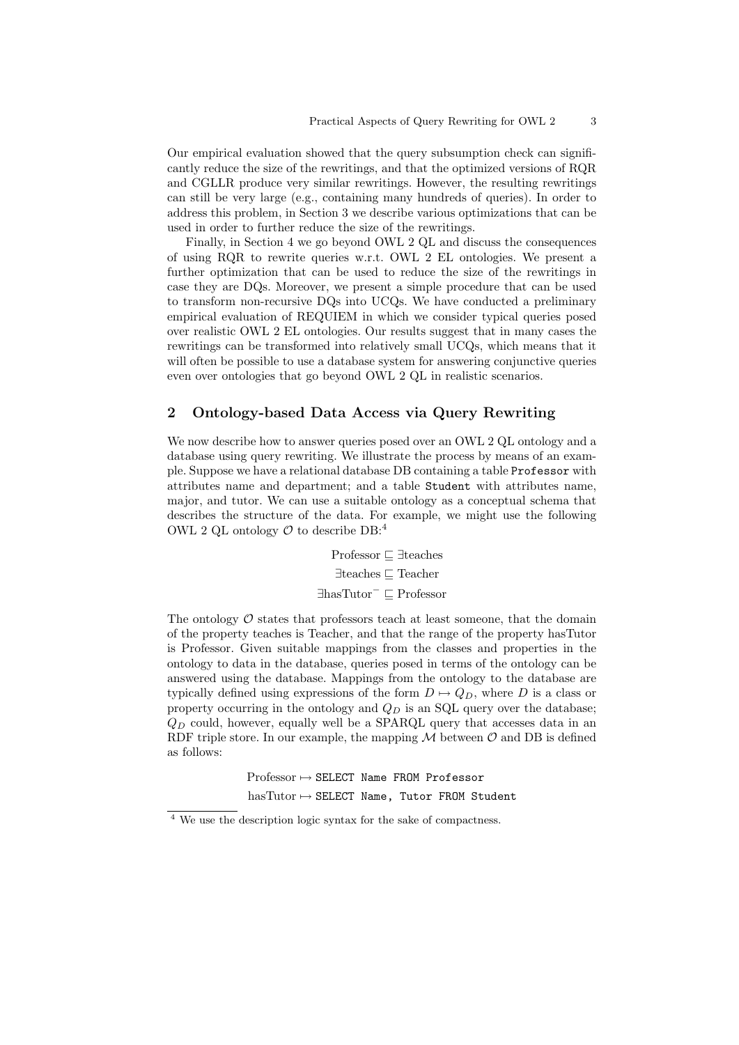Our empirical evaluation showed that the query subsumption check can significantly reduce the size of the rewritings, and that the optimized versions of RQR and CGLLR produce very similar rewritings. However, the resulting rewritings can still be very large (e.g., containing many hundreds of queries). In order to address this problem, in Section 3 we describe various optimizations that can be used in order to further reduce the size of the rewritings.

Finally, in Section 4 we go beyond OWL 2 QL and discuss the consequences of using RQR to rewrite queries w.r.t. OWL 2 EL ontologies. We present a further optimization that can be used to reduce the size of the rewritings in case they are DQs. Moreover, we present a simple procedure that can be used to transform non-recursive DQs into UCQs. We have conducted a preliminary empirical evaluation of REQUIEM in which we consider typical queries posed over realistic OWL 2 EL ontologies. Our results suggest that in many cases the rewritings can be transformed into relatively small UCQs, which means that it will often be possible to use a database system for answering conjunctive queries even over ontologies that go beyond OWL 2 QL in realistic scenarios.

## 2 Ontology-based Data Access via Query Rewriting

We now describe how to answer queries posed over an OWL 2 QL ontology and a database using query rewriting. We illustrate the process by means of an example. Suppose we have a relational database DB containing a table `Professor` with attributes name and department; and a table `Student` with attributes name, major, and tutor. We can use a suitable ontology as a conceptual schema that describes the structure of the data. For example, we might use the following OWL 2 QL ontology $\mathcal{O}$ to describe DB:[4]

$$\text{Professor} \sqsubseteq \exists \text{teaches}$$
$$\exists \text{teaches} \sqsubseteq \text{Teacher}$$
$$\exists \text{hasTutor}^{-} \sqsubseteq \text{Professor}$$

The ontology $\mathcal{O}$ states that professors teach at least someone, that the domain of the property teaches is Teacher, and that the range of the property hasTutor is Professor. Given suitable mappings from the classes and properties in the ontology to data in the database, queries posed in terms of the ontology can be answered using the database. Mappings from the ontology to the database are typically defined using expressions of the form $D \mapsto Q_D$, where $D$ is a class or property occurring in the ontology and $Q_D$ is an SQL query over the database; $Q_D$ could, however, equally well be a SPARQL query that accesses data in an RDF triple store. In our example, the mapping $\mathcal{M}$ between $\mathcal{O}$ and DB is defined as follows:

Professor $\mapsto$ `SELECT Name FROM Professor`

hasTutor $\mapsto$ `SELECT Name, Tutor FROM Student`

[4] We use the description logic syntax for the sake of compactness.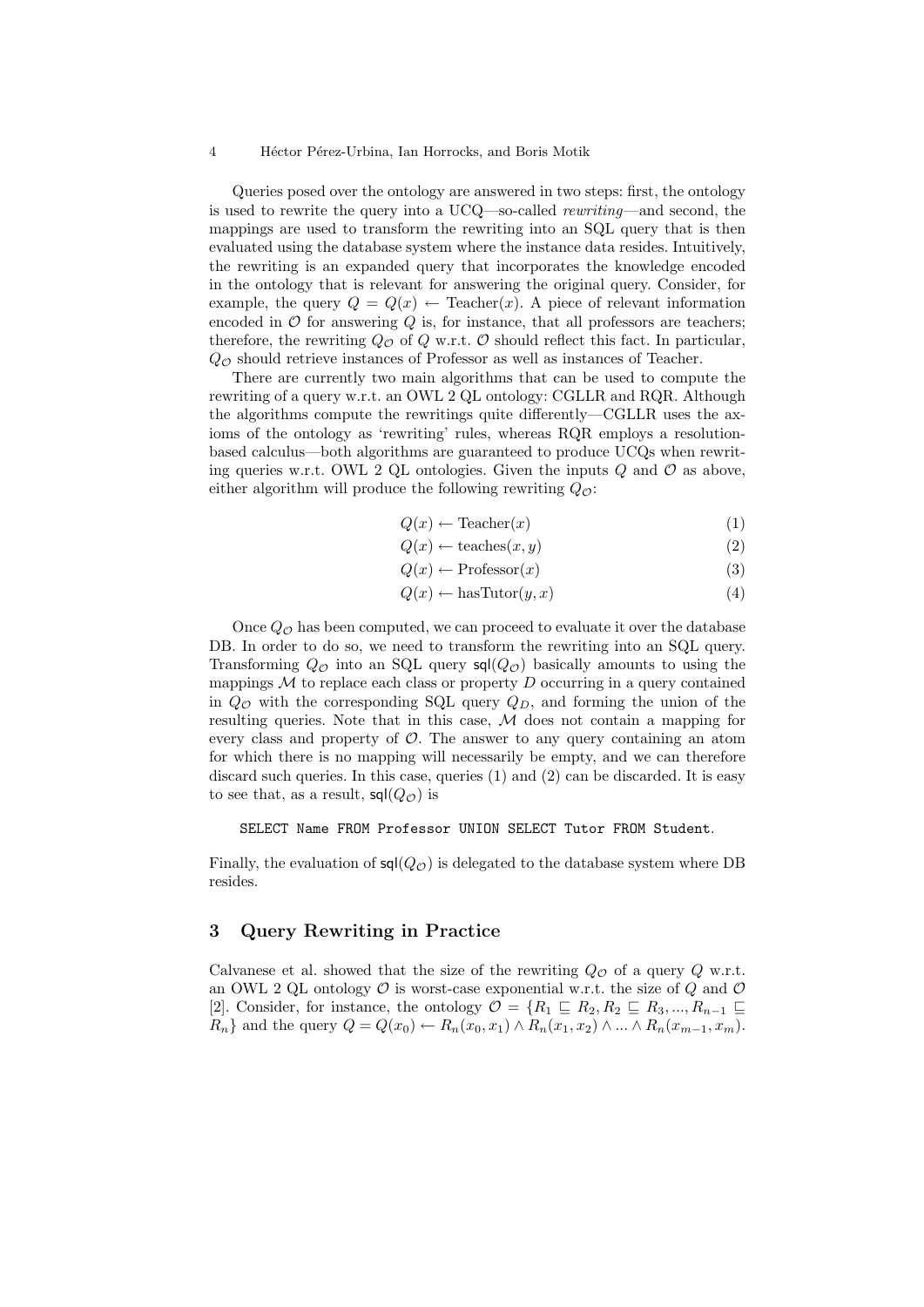Queries posed over the ontology are answered in two steps: first, the ontology is used to rewrite the query into a UCQ—so-called *rewriting*—and second, the mappings are used to transform the rewriting into an SQL query that is then evaluated using the database system where the instance data resides. Intuitively, the rewriting is an expanded query that incorporates the knowledge encoded in the ontology that is relevant for answering the original query. Consider, for example, the query $Q = Q(x) \leftarrow \text{Teacher}(x)$. A piece of relevant information encoded in $\mathcal{O}$ for answering $Q$ is, for instance, that all professors are teachers; therefore, the rewriting $Q_{\mathcal{O}}$ of $Q$ w.r.t. $\mathcal{O}$ should reflect this fact. In particular, $Q_{\mathcal{O}}$ should retrieve instances of Professor as well as instances of Teacher.

There are currently two main algorithms that can be used to compute the rewriting of a query w.r.t. an OWL 2 QL ontology: CGLLR and RQR. Although the algorithms compute the rewritings quite differently—CGLLR uses the axioms of the ontology as 'rewriting' rules, whereas RQR employs a resolution-based calculus—both algorithms are guaranteed to produce UCQs when rewriting queries w.r.t. OWL 2 QL ontologies. Given the inputs $Q$ and $\mathcal{O}$ as above, either algorithm will produce the following rewriting $Q_{\mathcal{O}}$:

$$Q(x) \leftarrow \text{Teacher}(x) \tag{1}$$

$$Q(x) \leftarrow \text{teaches}(x, y) \tag{2}$$

$$Q(x) \leftarrow \text{Professor}(x) \tag{3}$$

$$Q(x) \leftarrow \text{hasTutor}(y, x) \tag{4}$$

Once $Q_{\mathcal{O}}$ has been computed, we can proceed to evaluate it over the database DB. In order to do so, we need to transform the rewriting into an SQL query. Transforming $Q_{\mathcal{O}}$ into an SQL query $\mathsf{sql}(Q_{\mathcal{O}})$ basically amounts to using the mappings $\mathcal{M}$ to replace each class or property $D$ occurring in a query contained in $Q_{\mathcal{O}}$ with the corresponding SQL query $Q_D$, and forming the union of the resulting queries. Note that in this case, $\mathcal{M}$ does not contain a mapping for every class and property of $\mathcal{O}$. The answer to any query containing an atom for which there is no mapping will necessarily be empty, and we can therefore discard such queries. In this case, queries (1) and (2) can be discarded. It is easy to see that, as a result, $\mathsf{sql}(Q_{\mathcal{O}})$ is

```
SELECT Name FROM Professor UNION SELECT Tutor FROM Student.
```

Finally, the evaluation of $\mathsf{sql}(Q_{\mathcal{O}})$ is delegated to the database system where DB resides.

## 3 Query Rewriting in Practice

Calvanese et al. showed that the size of the rewriting $Q_{\mathcal{O}}$ of a query $Q$ w.r.t. an OWL 2 QL ontology $\mathcal{O}$ is worst-case exponential w.r.t. the size of $Q$ and $\mathcal{O}$ [2]. Consider, for instance, the ontology $\mathcal{O} = \{R_1 \sqsubseteq R_2, R_2 \sqsubseteq R_3, ..., R_{n-1} \sqsubseteq R_n\}$ and the query $Q = Q(x_0) \leftarrow R_n(x_0, x_1) \wedge R_n(x_1, x_2) \wedge ... \wedge R_n(x_{m-1}, x_m)$.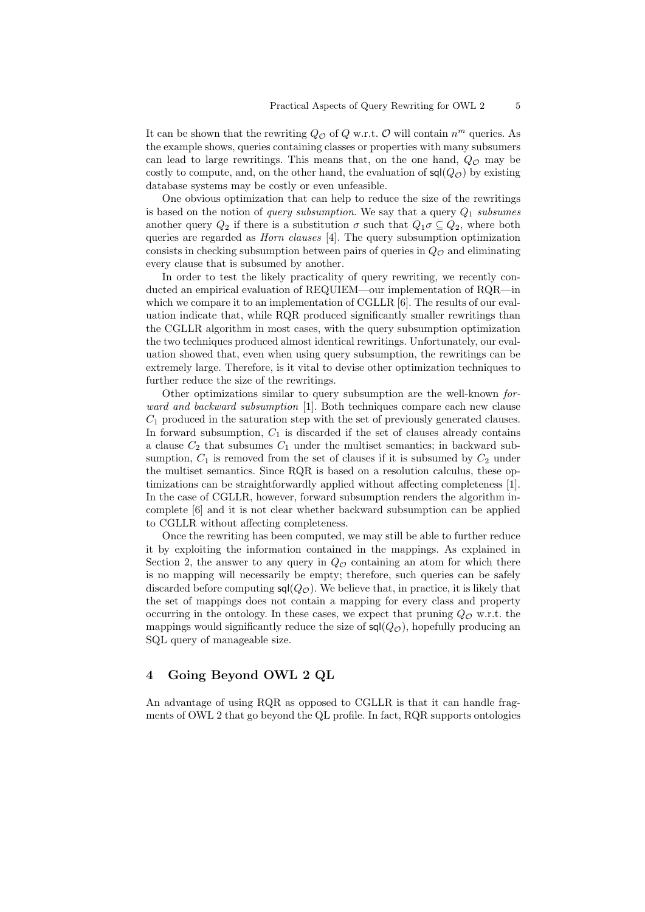It can be shown that the rewriting $Q_{\mathcal{O}}$ of $Q$ w.r.t. $\mathcal{O}$ will contain $n^m$ queries. As the example shows, queries containing classes or properties with many subsumers can lead to large rewritings. This means that, on the one hand, $Q_{\mathcal{O}}$ may be costly to compute, and, on the other hand, the evaluation of $\mathsf{sql}(Q_{\mathcal{O}})$ by existing database systems may be costly or even unfeasible.

One obvious optimization that can help to reduce the size of the rewritings is based on the notion of *query subsumption*. We say that a query $Q_1$ *subsumes* another query $Q_2$ if there is a substitution $\sigma$ such that $Q_1\sigma \subseteq Q_2$, where both queries are regarded as *Horn clauses* [4]. The query subsumption optimization consists in checking subsumption between pairs of queries in $Q_{\mathcal{O}}$ and eliminating every clause that is subsumed by another.

In order to test the likely practicality of query rewriting, we recently conducted an empirical evaluation of REQUIEM—our implementation of RQR—in which we compare it to an implementation of CGLLR [6]. The results of our evaluation indicate that, while RQR produced significantly smaller rewritings than the CGLLR algorithm in most cases, with the query subsumption optimization the two techniques produced almost identical rewritings. Unfortunately, our evaluation showed that, even when using query subsumption, the rewritings can be extremely large. Therefore, is it vital to devise other optimization techniques to further reduce the size of the rewritings.

Other optimizations similar to query subsumption are the well-known *forward and backward subsumption* [1]. Both techniques compare each new clause $C_1$ produced in the saturation step with the set of previously generated clauses. In forward subsumption, $C_1$ is discarded if the set of clauses already contains a clause $C_2$ that subsumes $C_1$ under the multiset semantics; in backward subsumption, $C_1$ is removed from the set of clauses if it is subsumed by $C_2$ under the multiset semantics. Since RQR is based on a resolution calculus, these optimizations can be straightforwardly applied without affecting completeness [1]. In the case of CGLLR, however, forward subsumption renders the algorithm incomplete [6] and it is not clear whether backward subsumption can be applied to CGLLR without affecting completeness.

Once the rewriting has been computed, we may still be able to further reduce it by exploiting the information contained in the mappings. As explained in Section 2, the answer to any query in $Q_{\mathcal{O}}$ containing an atom for which there is no mapping will necessarily be empty; therefore, such queries can be safely discarded before computing $\mathsf{sql}(Q_{\mathcal{O}})$. We believe that, in practice, it is likely that the set of mappings does not contain a mapping for every class and property occurring in the ontology. In these cases, we expect that pruning $Q_{\mathcal{O}}$ w.r.t. the mappings would significantly reduce the size of $\mathsf{sql}(Q_{\mathcal{O}})$, hopefully producing an SQL query of manageable size.

## 4 Going Beyond OWL 2 QL

An advantage of using RQR as opposed to CGLLR is that it can handle fragments of OWL 2 that go beyond the QL profile. In fact, RQR supports ontologies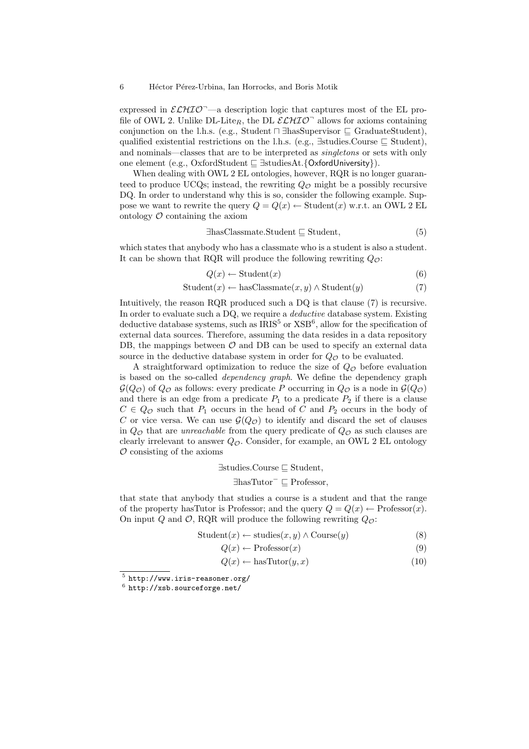expressed in $\mathcal{ELHIO}^\neg$—a description logic that captures most of the EL profile of OWL 2. Unlike DL-Lite$_R$, the DL $\mathcal{ELHIO}^\neg$ allows for axioms containing conjunction on the l.h.s. (e.g., $\text{Student} \sqcap \exists\text{hasSupervisor} \sqsubseteq \text{GraduateStudent}$), qualified existential restrictions on the l.h.s. (e.g., $\exists\text{studies.Course} \sqsubseteq \text{Student}$), and nominals—classes that are to be interpreted as *singletons* or sets with only one element (e.g., $\text{OxfordStudent} \sqsubseteq \exists\text{studiesAt.}\{\mathsf{OxfordUniversity}\}$).

When dealing with OWL 2 EL ontologies, however, RQR is no longer guaranteed to produce UCQs; instead, the rewriting $Q_\mathcal{O}$ might be a possibly recursive DQ. In order to understand why this is so, consider the following example. Suppose we want to rewrite the query $Q = Q(x) \leftarrow \text{Student}(x)$ w.r.t. an OWL 2 EL ontology $\mathcal{O}$ containing the axiom

$$\exists\text{hasClassmate.Student} \sqsubseteq \text{Student}, \tag{5}$$

which states that anybody who has a classmate who is a student is also a student. It can be shown that RQR will produce the following rewriting $Q_\mathcal{O}$:

$$Q(x) \leftarrow \text{Student}(x) \tag{6}$$

$$\text{Student}(x) \leftarrow \text{hasClassmate}(x, y) \wedge \text{Student}(y) \tag{7}$$

Intuitively, the reason RQR produced such a DQ is that clause (7) is recursive. In order to evaluate such a DQ, we require a *deductive* database system. Existing deductive database systems, such as IRIS[5] or XSB[6], allow for the specification of external data sources. Therefore, assuming the data resides in a data repository DB, the mappings between $\mathcal{O}$ and DB can be used to specify an external data source in the deductive database system in order for $Q_\mathcal{O}$ to be evaluated.

A straightforward optimization to reduce the size of $Q_\mathcal{O}$ before evaluation is based on the so-called *dependency graph*. We define the dependency graph $\mathcal{G}(Q_\mathcal{O})$ of $Q_\mathcal{O}$ as follows: every predicate $P$ occurring in $Q_\mathcal{O}$ is a node in $\mathcal{G}(Q_\mathcal{O})$ and there is an edge from a predicate $P_1$ to a predicate $P_2$ if there is a clause $C \in Q_\mathcal{O}$ such that $P_1$ occurs in the head of $C$ and $P_2$ occurs in the body of $C$ or vice versa. We can use $\mathcal{G}(Q_\mathcal{O})$ to identify and discard the set of clauses in $Q_\mathcal{O}$ that are *unreachable* from the query predicate of $Q_\mathcal{O}$ as such clauses are clearly irrelevant to answer $Q_\mathcal{O}$. Consider, for example, an OWL 2 EL ontology $\mathcal{O}$ consisting of the axioms

$$\exists\text{studies.Course} \sqsubseteq \text{Student},$$

$$\exists\text{hasTutor}^- \sqsubseteq \text{Professor},$$

that state that anybody that studies a course is a student and that the range of the property hasTutor is Professor; and the query $Q = Q(x) \leftarrow \text{Professor}(x)$. On input $Q$ and $\mathcal{O}$, RQR will produce the following rewriting $Q_\mathcal{O}$:

$$\text{Student}(x) \leftarrow \text{studies}(x, y) \wedge \text{Course}(y) \tag{8}$$

$$Q(x) \leftarrow \text{Professor}(x) \tag{9}$$

$$Q(x) \leftarrow \text{hasTutor}(y, x) \tag{10}$$

[5] `http://www.iris-reasoner.org/`

[6] `http://xsb.sourceforge.net/`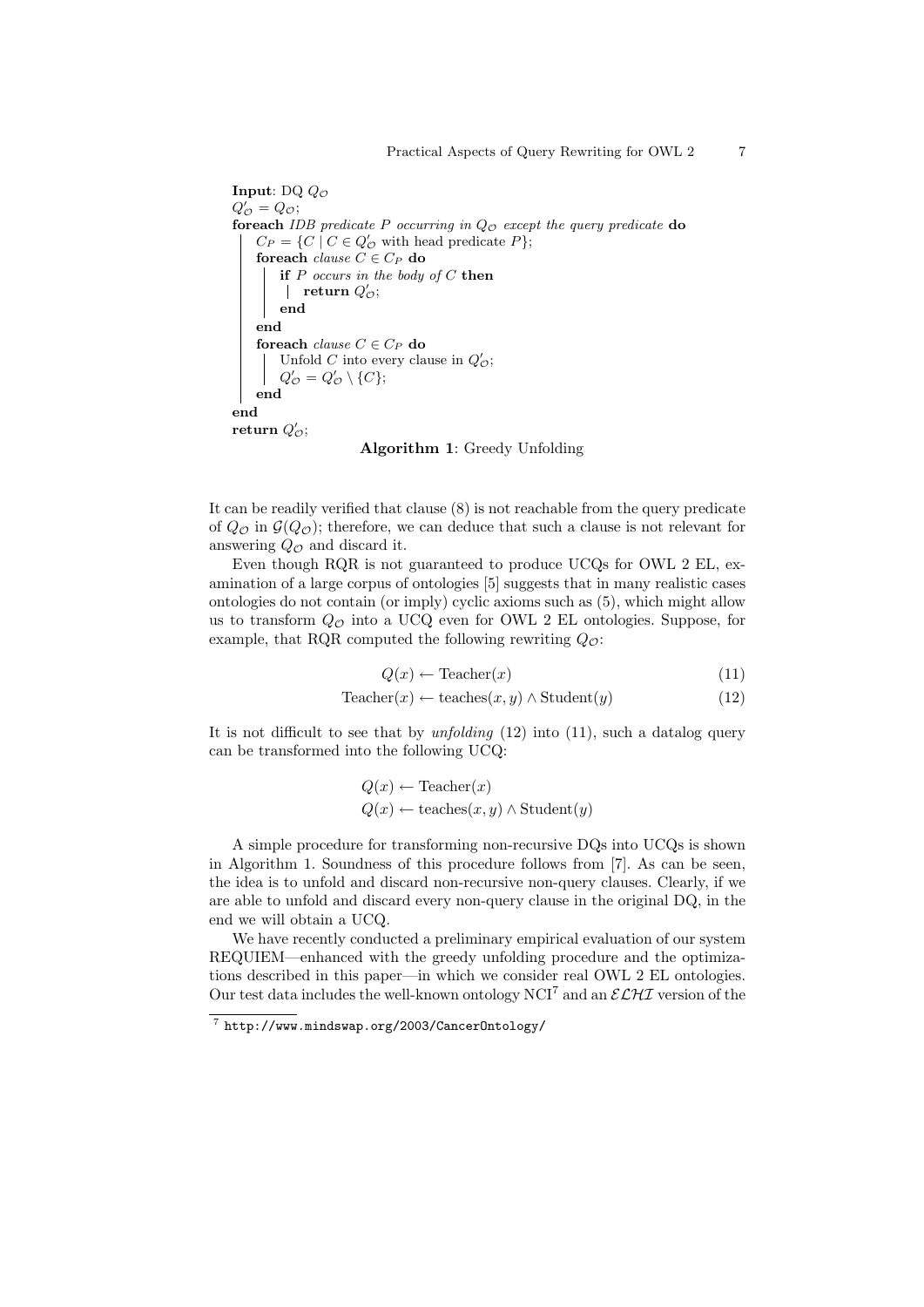```
Input: DQ Q_O
Q'_O = Q_O;
foreach IDB predicate P occurring in Q_O except the query predicate do
    C_P = {C | C ∈ Q'_O with head predicate P};
    foreach clause C ∈ C_P do
        if P occurs in the body of C then
            return Q'_O;
        end
    end
    foreach clause C ∈ C_P do
        Unfold C into every clause in Q'_O;
        Q'_O = Q'_O \ {C};
    end
end
return Q'_O;
```

**Algorithm 1**: Greedy Unfolding

It can be readily verified that clause (8) is not reachable from the query predicate of $Q_{\mathcal{O}}$ in $\mathcal{G}(Q_{\mathcal{O}})$; therefore, we can deduce that such a clause is not relevant for answering $Q_{\mathcal{O}}$ and discard it.

Even though RQR is not guaranteed to produce UCQs for OWL 2 EL, examination of a large corpus of ontologies [5] suggests that in many realistic cases ontologies do not contain (or imply) cyclic axioms such as (5), which might allow us to transform $Q_{\mathcal{O}}$ into a UCQ even for OWL 2 EL ontologies. Suppose, for example, that RQR computed the following rewriting $Q_{\mathcal{O}}$:

$$Q(x) \leftarrow \text{Teacher}(x) \tag{11}$$

$$\text{Teacher}(x) \leftarrow \text{teaches}(x, y) \wedge \text{Student}(y) \tag{12}$$

It is not difficult to see that by *unfolding* (12) into (11), such a datalog query can be transformed into the following UCQ:

$$Q(x) \leftarrow \text{Teacher}(x)$$
$$Q(x) \leftarrow \text{teaches}(x, y) \wedge \text{Student}(y)$$

A simple procedure for transforming non-recursive DQs into UCQs is shown in Algorithm 1. Soundness of this procedure follows from [7]. As can be seen, the idea is to unfold and discard non-recursive non-query clauses. Clearly, if we are able to unfold and discard every non-query clause in the original DQ, in the end we will obtain a UCQ.

We have recently conducted a preliminary empirical evaluation of our system REQUIEM—enhanced with the greedy unfolding procedure and the optimizations described in this paper—in which we consider real OWL 2 EL ontologies. Our test data includes the well-known ontology NCI[7] and an $\mathcal{ELHI}$ version of the

[7] http://www.mindswap.org/2003/CancerOntology/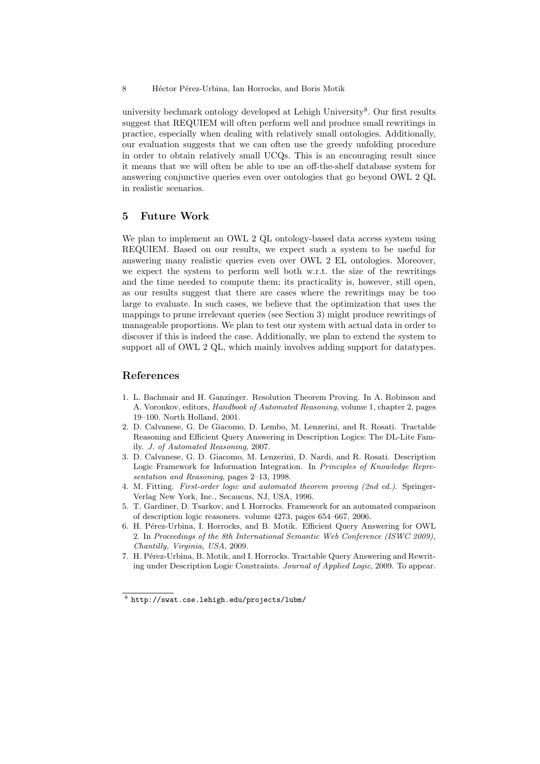university bechmark ontology developed at Lehigh University[8]. Our first results suggest that REQUIEM will often perform well and produce small rewritings in practice, especially when dealing with relatively small ontologies. Additionally, our evaluation suggests that we can often use the greedy unfolding procedure in order to obtain relatively small UCQs. This is an encouraging result since it means that we will often be able to use an off-the-shelf database system for answering conjunctive queries even over ontologies that go beyond OWL 2 QL in realistic scenarios.

## 5 Future Work

We plan to implement an OWL 2 QL ontology-based data access system using REQUIEM. Based on our results, we expect such a system to be useful for answering many realistic queries even over OWL 2 EL ontologies. Moreover, we expect the system to perform well both w.r.t. the size of the rewritings and the time needed to compute them; its practicality is, however, still open, as our results suggest that there are cases where the rewritings may be too large to evaluate. In such cases, we believe that the optimization that uses the mappings to prune irrelevant queries (see Section 3) might produce rewritings of manageable proportions. We plan to test our system with actual data in order to discover if this is indeed the case. Additionally, we plan to extend the system to support all of OWL 2 QL, which mainly involves adding support for datatypes.

## References

1. L. Bachmair and H. Ganzinger. Resolution Theorem Proving. In A. Robinson and A. Voronkov, editors, *Handbook of Automated Reasoning*, volume 1, chapter 2, pages 19–100. North Holland, 2001.
2. D. Calvanese, G. De Giacomo, D. Lembo, M. Lenzerini, and R. Rosati. Tractable Reasoning and Efficient Query Answering in Description Logics: The DL-Lite Family. *J. of Automated Reasoning*, 2007.
3. D. Calvanese, G. D. Giacomo, M. Lenzerini, D. Nardi, and R. Rosati. Description Logic Framework for Information Integration. In *Principles of Knowledge Representation and Reasoning*, pages 2–13, 1998.
4. M. Fitting. *First-order logic and automated theorem proving (2nd ed.)*. Springer-Verlag New York, Inc., Secaucus, NJ, USA, 1996.
5. T. Gardiner, D. Tsarkov, and I. Horrocks. Framework for an automated comparison of description logic reasoners. volume 4273, pages 654–667, 2006.
6. H. Pérez-Urbina, I. Horrocks, and B. Motik. Efficient Query Answering for OWL 2. In *Proceedings of the 8th International Semantic Web Conference (ISWC 2009), Chantilly, Virginia, USA*, 2009.
7. H. Pérez-Urbina, B. Motik, and I. Horrocks. Tractable Query Answering and Rewriting under Description Logic Constraints. *Journal of Applied Logic*, 2009. To appear.

[8] http://swat.cse.lehigh.edu/projects/lubm/